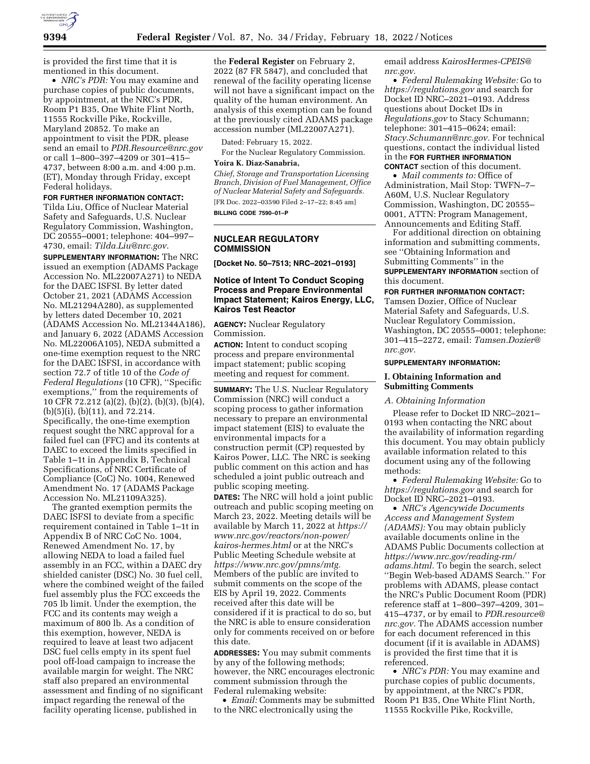is provided the first time that it is mentioned in this document.

- *NRC's PDR:* You may examine and purchase copies of public documents, by appointment, at the NRC's PDR, Room P1 B35, One White Flint North, 11555 Rockville Pike, Rockville, Maryland 20852. To make an appointment to visit the PDR, please send an email to *PDR.Resource@nrc.gov* or call 1–800–397–4209 or 301–415–4737, between 8:00 a.m. and 4:00 p.m. (ET), Monday through Friday, except Federal holidays.

**FOR FURTHER INFORMATION CONTACT:** Tilda Liu, Office of Nuclear Material Safety and Safeguards, U.S. Nuclear Regulatory Commission, Washington, DC 20555–0001; telephone: 404–997–4730, email: *Tilda.Liu@nrc.gov.*

**SUPPLEMENTARY INFORMATION:** The NRC issued an exemption (ADAMS Package Accession No. ML22007A271) to NEDA for the DAEC ISFSI. By letter dated October 21, 2021 (ADAMS Accession No. ML21294A280), as supplemented by letters dated December 10, 2021 (ADAMS Accession No. ML21344A186), and January 6, 2022 (ADAMS Accession No. ML22006A105), NEDA submitted a one-time exemption request to the NRC for the DAEC ISFSI, in accordance with section 72.7 of title 10 of the *Code of Federal Regulations* (10 CFR), ''Specific exemptions,'' from the requirements of 10 CFR 72.212 (a)(2), (b)(2), (b)(3), (b)(4), (b)(5)(i), (b)(11), and 72.214. Specifically, the one-time exemption request sought the NRC approval for a failed fuel can (FFC) and its contents at DAEC to exceed the limits specified in Table 1–1t in Appendix B, Technical Specifications, of NRC Certificate of Compliance (CoC) No. 1004, Renewed Amendment No. 17 (ADAMS Package Accession No. ML21109A325).

The granted exemption permits the DAEC ISFSI to deviate from a specific requirement contained in Table 1–1t in Appendix B of NRC CoC No. 1004, Renewed Amendment No. 17, by allowing NEDA to load a failed fuel assembly in an FCC, within a DAEC dry shielded canister (DSC) No. 30 fuel cell, where the combined weight of the failed fuel assembly plus the FCC exceeds the 705 lb limit. Under the exemption, the FCC and its contents may weigh a maximum of 800 lb. As a condition of this exemption, however, NEDA is required to leave at least two adjacent DSC fuel cells empty in its spent fuel pool off-load campaign to increase the available margin for weight. The NRC staff also prepared an environmental assessment and finding of no significant impact regarding the renewal of the facility operating license, published in the **Federal Register** on February 2, 2022 (87 FR 5847), and concluded that renewal of the facility operating license will not have a significant impact on the quality of the human environment. An analysis of this exemption can be found at the previously cited ADAMS package accession number (ML22007A271).

Dated: February 15, 2022.

For the Nuclear Regulatory Commission.

**Yoira K. Diaz-Sanabria,**

*Chief, Storage and Transportation Licensing Branch, Division of Fuel Management, Office of Nuclear Material Safety and Safeguards.*

[FR Doc. 2022–03590 Filed 2–17–22; 8:45 am]

**BILLING CODE 7590–01–P**

## NUCLEAR REGULATORY COMMISSION

**[Docket No. 50–7513; NRC–2021–0193]**

### Notice of Intent To Conduct Scoping Process and Prepare Environmental Impact Statement; Kairos Energy, LLC, Kairos Test Reactor

**AGENCY:** Nuclear Regulatory Commission.

**ACTION:** Intent to conduct scoping process and prepare environmental impact statement; public scoping meeting and request for comment.

**SUMMARY:** The U.S. Nuclear Regulatory Commission (NRC) will conduct a scoping process to gather information necessary to prepare an environmental impact statement (EIS) to evaluate the environmental impacts for a construction permit (CP) requested by Kairos Power, LLC. The NRC is seeking public comment on this action and has scheduled a joint public outreach and public scoping meeting.

**DATES:** The NRC will hold a joint public outreach and public scoping meeting on March 23, 2022. Meeting details will be available by March 11, 2022 at *https://www.nrc.gov/reactors/non-power/kairos-hermes.html* or at the NRC's Public Meeting Schedule website at *https://www.nrc.gov/pmns/mtg.* Members of the public are invited to submit comments on the scope of the EIS by April 19, 2022. Comments received after this date will be considered if it is practical to do so, but the NRC is able to ensure consideration only for comments received on or before this date.

**ADDRESSES:** You may submit comments by any of the following methods; however, the NRC encourages electronic comment submission through the Federal rulemaking website:

- *Email:* Comments may be submitted to the NRC electronically using the email address *KairosHermes-CPEIS@nrc.gov.*
- *Federal Rulemaking Website:* Go to *https://regulations.gov* and search for Docket ID NRC–2021–0193. Address questions about Docket IDs in *Regulations.gov* to Stacy Schumann; telephone: 301–415–0624; email: *Stacy.Schumann@nrc.gov.* For technical questions, contact the individual listed in the **FOR FURTHER INFORMATION CONTACT** section of this document.
- *Mail comments to:* Office of Administration, Mail Stop: TWFN–7–A60M, U.S. Nuclear Regulatory Commission, Washington, DC 20555–0001, ATTN: Program Management, Announcements and Editing Staff.

For additional direction on obtaining information and submitting comments, see ''Obtaining Information and Submitting Comments'' in the **SUPPLEMENTARY INFORMATION** section of this document.

**FOR FURTHER INFORMATION CONTACT:** Tamsen Dozier, Office of Nuclear Material Safety and Safeguards, U.S. Nuclear Regulatory Commission, Washington, DC 20555–0001; telephone: 301–415–2272, email: *Tamsen.Dozier@nrc.gov.*

**SUPPLEMENTARY INFORMATION:**

#### I. Obtaining Information and Submitting Comments

*A. Obtaining Information*

Please refer to Docket ID NRC–2021–0193 when contacting the NRC about the availability of information regarding this document. You may obtain publicly available information related to this document using any of the following methods:

- *Federal Rulemaking Website:* Go to *https://regulations.gov* and search for Docket ID NRC–2021–0193.
- *NRC's Agencywide Documents Access and Management System (ADAMS):* You may obtain publicly available documents online in the ADAMS Public Documents collection at *https://www.nrc.gov/reading-rm/adams.html.* To begin the search, select ''Begin Web-based ADAMS Search.'' For problems with ADAMS, please contact the NRC's Public Document Room (PDR) reference staff at 1–800–397–4209, 301–415–4737, or by email to *PDR.resource@nrc.gov.* The ADAMS accession number for each document referenced in this document (if it is available in ADAMS) is provided the first time that it is referenced.
- *NRC's PDR:* You may examine and purchase copies of public documents, by appointment, at the NRC's PDR, Room P1 B35, One White Flint North, 11555 Rockville Pike, Rockville,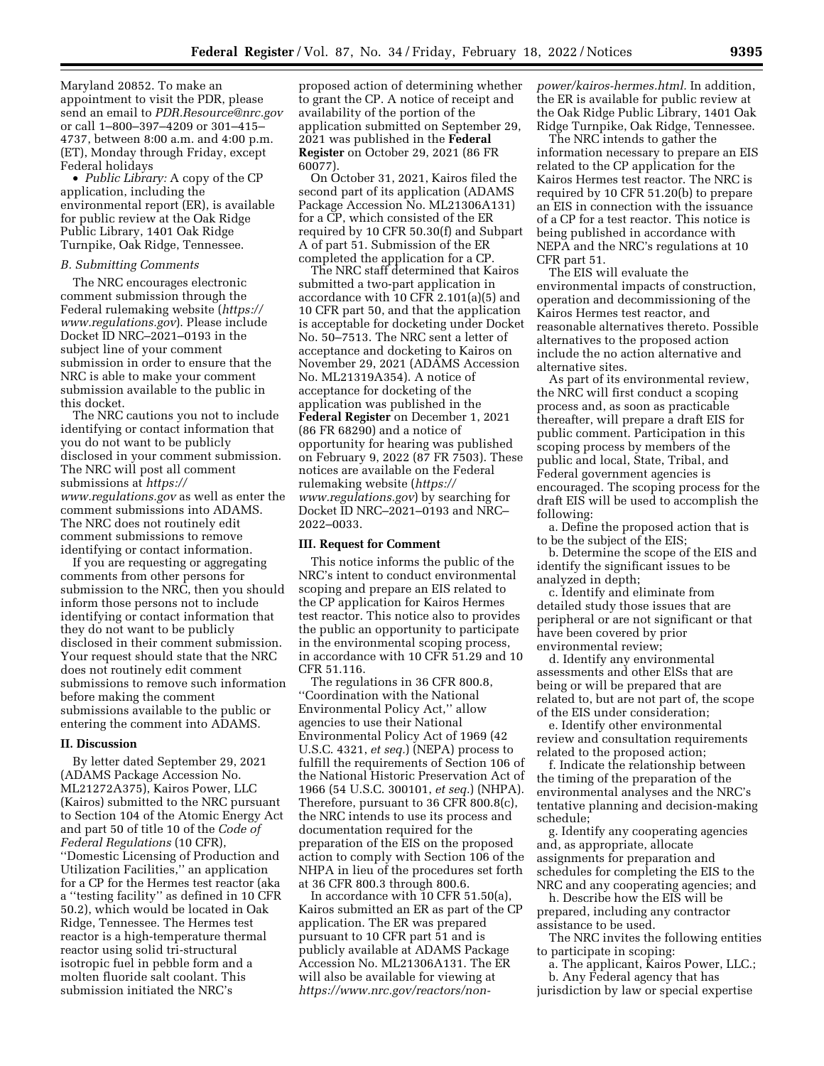Maryland 20852. To make an appointment to visit the PDR, please send an email to *PDR.Resource@nrc.gov* or call 1–800–397–4209 or 301–415–4737, between 8:00 a.m. and 4:00 p.m. (ET), Monday through Friday, except Federal holidays

- *Public Library:* A copy of the CP application, including the environmental report (ER), is available for public review at the Oak Ridge Public Library, 1401 Oak Ridge Turnpike, Oak Ridge, Tennessee.

### *B. Submitting Comments*

The NRC encourages electronic comment submission through the Federal rulemaking website (*https://www.regulations.gov*). Please include Docket ID NRC–2021–0193 in the subject line of your comment submission in order to ensure that the NRC is able to make your comment submission available to the public in this docket.

The NRC cautions you not to include identifying or contact information that you do not want to be publicly disclosed in your comment submission. The NRC will post all comment submissions at *https://www.regulations.gov* as well as enter the comment submissions into ADAMS. The NRC does not routinely edit comment submissions to remove identifying or contact information.

If you are requesting or aggregating comments from other persons for submission to the NRC, then you should inform those persons not to include identifying or contact information that they do not want to be publicly disclosed in their comment submission. Your request should state that the NRC does not routinely edit comment submissions to remove such information before making the comment submissions available to the public or entering the comment into ADAMS.

## II. Discussion

By letter dated September 29, 2021 (ADAMS Package Accession No. ML21272A375), Kairos Power, LLC (Kairos) submitted to the NRC pursuant to Section 104 of the Atomic Energy Act and part 50 of title 10 of the *Code of Federal Regulations* (10 CFR), ''Domestic Licensing of Production and Utilization Facilities,'' an application for a CP for the Hermes test reactor (aka a ''testing facility'' as defined in 10 CFR 50.2), which would be located in Oak Ridge, Tennessee. The Hermes test reactor is a high-temperature thermal reactor using solid tri-structural isotropic fuel in pebble form and a molten fluoride salt coolant. This submission initiated the NRC's proposed action of determining whether to grant the CP. A notice of receipt and availability of the portion of the application submitted on September 29, 2021 was published in the **Federal Register** on October 29, 2021 (86 FR 60077).

On October 31, 2021, Kairos filed the second part of its application (ADAMS Package Accession No. ML21306A131) for a CP, which consisted of the ER required by 10 CFR 50.30(f) and Subpart A of part 51. Submission of the ER completed the application for a CP.

The NRC staff determined that Kairos submitted a two-part application in accordance with 10 CFR 2.101(a)(5) and 10 CFR part 50, and that the application is acceptable for docketing under Docket No. 50–7513. The NRC sent a letter of acceptance and docketing to Kairos on November 29, 2021 (ADAMS Accession No. ML21319A354). A notice of acceptance for docketing of the application was published in the **Federal Register** on December 1, 2021 (86 FR 68290) and a notice of opportunity for hearing was published on February 9, 2022 (87 FR 7503). These notices are available on the Federal rulemaking website (*https://www.regulations.gov*) by searching for Docket ID NRC–2021–0193 and NRC–2022–0033.

## III. Request for Comment

This notice informs the public of the NRC's intent to conduct environmental scoping and prepare an EIS related to the CP application for Kairos Hermes test reactor. This notice also to provides the public an opportunity to participate in the environmental scoping process, in accordance with 10 CFR 51.29 and 10 CFR 51.116.

The regulations in 36 CFR 800.8, ''Coordination with the National Environmental Policy Act,'' allow agencies to use their National Environmental Policy Act of 1969 (42 U.S.C. 4321, *et seq.*) (NEPA) process to fulfill the requirements of Section 106 of the National Historic Preservation Act of 1966 (54 U.S.C. 300101, *et seq.*) (NHPA). Therefore, pursuant to 36 CFR 800.8(c), the NRC intends to use its process and documentation required for the preparation of the EIS on the proposed action to comply with Section 106 of the NHPA in lieu of the procedures set forth at 36 CFR 800.3 through 800.6.

In accordance with 10 CFR 51.50(a), Kairos submitted an ER as part of the CP application. The ER was prepared pursuant to 10 CFR part 51 and is publicly available at ADAMS Package Accession No. ML21306A131. The ER will also be available for viewing at *https://www.nrc.gov/reactors/non-power/kairos-hermes.html.* In addition, the ER is available for public review at the Oak Ridge Public Library, 1401 Oak Ridge Turnpike, Oak Ridge, Tennessee.

The NRC intends to gather the information necessary to prepare an EIS related to the CP application for the Kairos Hermes test reactor. The NRC is required by 10 CFR 51.20(b) to prepare an EIS in connection with the issuance of a CP for a test reactor. This notice is being published in accordance with NEPA and the NRC's regulations at 10 CFR part 51.

The EIS will evaluate the environmental impacts of construction, operation and decommissioning of the Kairos Hermes test reactor, and reasonable alternatives thereto. Possible alternatives to the proposed action include the no action alternative and alternative sites.

As part of its environmental review, the NRC will first conduct a scoping process and, as soon as practicable thereafter, will prepare a draft EIS for public comment. Participation in this scoping process by members of the public and local, State, Tribal, and Federal government agencies is encouraged. The scoping process for the draft EIS will be used to accomplish the following:

a. Define the proposed action that is to be the subject of the EIS;

b. Determine the scope of the EIS and identify the significant issues to be analyzed in depth;

c. Identify and eliminate from detailed study those issues that are peripheral or are not significant or that have been covered by prior environmental review;

d. Identify any environmental assessments and other EISs that are being or will be prepared that are related to, but are not part of, the scope of the EIS under consideration;

e. Identify other environmental review and consultation requirements related to the proposed action;

f. Indicate the relationship between the timing of the preparation of the environmental analyses and the NRC's tentative planning and decision-making schedule;

g. Identify any cooperating agencies and, as appropriate, allocate assignments for preparation and schedules for completing the EIS to the NRC and any cooperating agencies; and

h. Describe how the EIS will be prepared, including any contractor assistance to be used.

The NRC invites the following entities to participate in scoping:

a. The applicant, Kairos Power, LLC.;

b. Any Federal agency that has jurisdiction by law or special expertise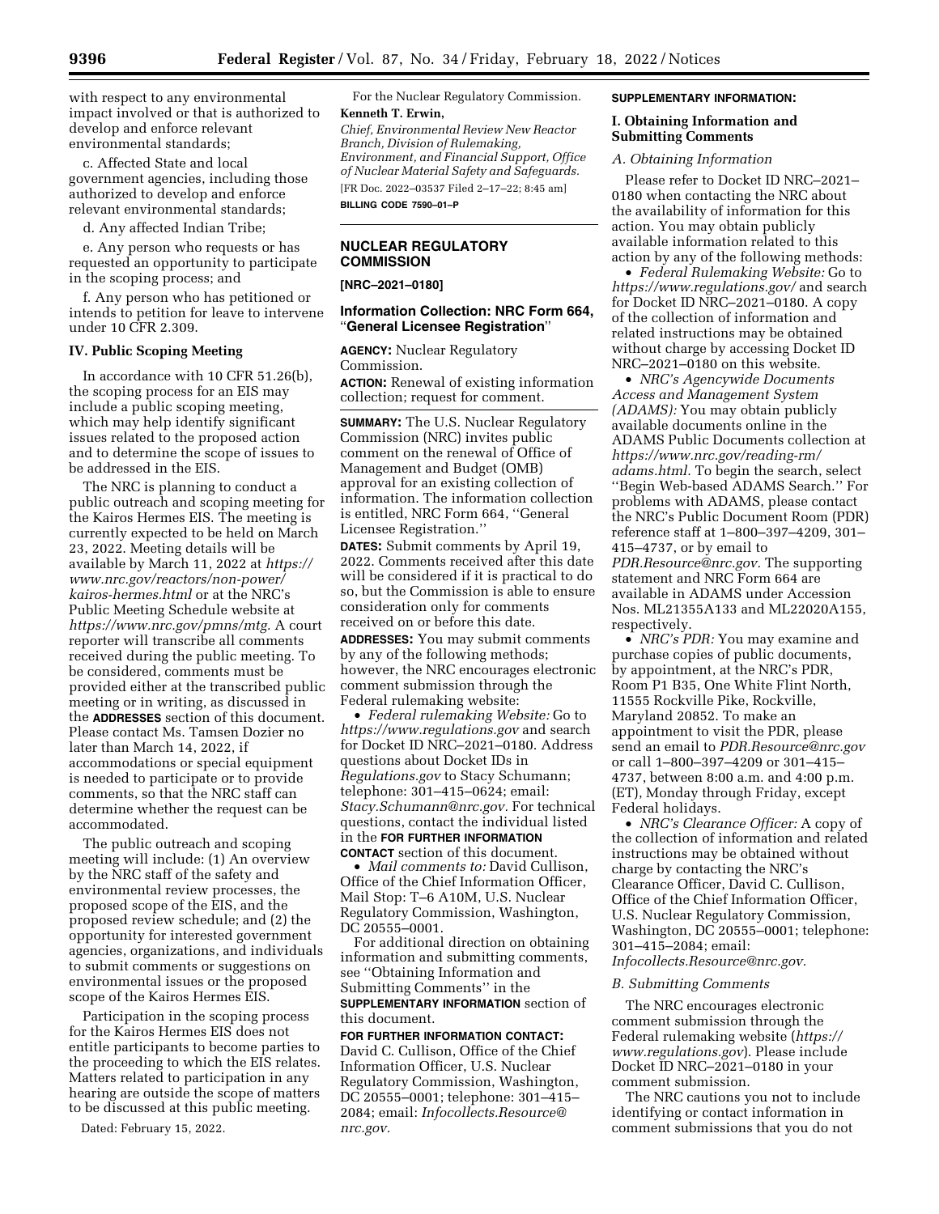with respect to any environmental impact involved or that is authorized to develop and enforce relevant environmental standards;

c. Affected State and local government agencies, including those authorized to develop and enforce relevant environmental standards;

d. Any affected Indian Tribe;

e. Any person who requests or has requested an opportunity to participate in the scoping process; and

f. Any person who has petitioned or intends to petition for leave to intervene under 10 CFR 2.309.

### IV. Public Scoping Meeting

In accordance with 10 CFR 51.26(b), the scoping process for an EIS may include a public scoping meeting, which may help identify significant issues related to the proposed action and to determine the scope of issues to be addressed in the EIS.

The NRC is planning to conduct a public outreach and scoping meeting for the Kairos Hermes EIS. The meeting is currently expected to be held on March 23, 2022. Meeting details will be available by March 11, 2022 at *https://www.nrc.gov/reactors/non-power/kairos-hermes.html* or at the NRC's Public Meeting Schedule website at *https://www.nrc.gov/pmns/mtg.* A court reporter will transcribe all comments received during the public meeting. To be considered, comments must be provided either at the transcribed public meeting or in writing, as discussed in the **ADDRESSES** section of this document. Please contact Ms. Tamsen Dozier no later than March 14, 2022, if accommodations or special equipment is needed to participate or to provide comments, so that the NRC staff can determine whether the request can be accommodated.

The public outreach and scoping meeting will include: (1) An overview by the NRC staff of the safety and environmental review processes, the proposed scope of the EIS, and the proposed review schedule; and (2) the opportunity for interested government agencies, organizations, and individuals to submit comments or suggestions on environmental issues or the proposed scope of the Kairos Hermes EIS.

Participation in the scoping process for the Kairos Hermes EIS does not entitle participants to become parties to the proceeding to which the EIS relates. Matters related to participation in any hearing are outside the scope of matters to be discussed at this public meeting.

Dated: February 15, 2022.

For the Nuclear Regulatory Commission.

**Kenneth T. Erwin,**

*Chief, Environmental Review New Reactor Branch, Division of Rulemaking, Environment, and Financial Support, Office of Nuclear Material Safety and Safeguards.*

[FR Doc. 2022–03537 Filed 2–17–22; 8:45 am]

**BILLING CODE 7590–01–P**

## NUCLEAR REGULATORY COMMISSION

**[NRC–2021–0180]**

### Information Collection: NRC Form 664, "General Licensee Registration"

**AGENCY:** Nuclear Regulatory Commission.

**ACTION:** Renewal of existing information collection; request for comment.

**SUMMARY:** The U.S. Nuclear Regulatory Commission (NRC) invites public comment on the renewal of Office of Management and Budget (OMB) approval for an existing collection of information. The information collection is entitled, NRC Form 664, "General Licensee Registration."

**DATES:** Submit comments by April 19, 2022. Comments received after this date will be considered if it is practical to do so, but the Commission is able to ensure consideration only for comments received on or before this date.

**ADDRESSES:** You may submit comments by any of the following methods; however, the NRC encourages electronic comment submission through the Federal rulemaking website:

- *Federal rulemaking Website:* Go to *https://www.regulations.gov* and search for Docket ID NRC–2021–0180. Address questions about Docket IDs in *Regulations.gov* to Stacy Schumann; telephone: 301–415–0624; email: *Stacy.Schumann@nrc.gov.* For technical questions, contact the individual listed in the **FOR FURTHER INFORMATION CONTACT** section of this document.
- *Mail comments to:* David Cullison, Office of the Chief Information Officer, Mail Stop: T–6 A10M, U.S. Nuclear Regulatory Commission, Washington, DC 20555–0001.

For additional direction on obtaining information and submitting comments, see "Obtaining Information and Submitting Comments" in the **SUPPLEMENTARY INFORMATION** section of this document.

**FOR FURTHER INFORMATION CONTACT:** David C. Cullison, Office of the Chief Information Officer, U.S. Nuclear Regulatory Commission, Washington, DC 20555–0001; telephone: 301–415–2084; email: *Infocollects.Resource@nrc.gov.*

**SUPPLEMENTARY INFORMATION:**

### I. Obtaining Information and Submitting Comments

#### *A. Obtaining Information*

Please refer to Docket ID NRC–2021–0180 when contacting the NRC about the availability of information for this action. You may obtain publicly available information related to this action by any of the following methods:

- *Federal Rulemaking Website:* Go to *https://www.regulations.gov/* and search for Docket ID NRC–2021–0180. A copy of the collection of information and related instructions may be obtained without charge by accessing Docket ID NRC–2021–0180 on this website.
- *NRC's Agencywide Documents Access and Management System (ADAMS):* You may obtain publicly available documents online in the ADAMS Public Documents collection at *https://www.nrc.gov/reading-rm/adams.html.* To begin the search, select "Begin Web-based ADAMS Search." For problems with ADAMS, please contact the NRC's Public Document Room (PDR) reference staff at 1–800–397–4209, 301–415–4737, or by email to *PDR.Resource@nrc.gov.* The supporting statement and NRC Form 664 are available in ADAMS under Accession Nos. ML21355A133 and ML22020A155, respectively.
- *NRC's PDR:* You may examine and purchase copies of public documents, by appointment, at the NRC's PDR, Room P1 B35, One White Flint North, 11555 Rockville Pike, Rockville, Maryland 20852. To make an appointment to visit the PDR, please send an email to *PDR.Resource@nrc.gov* or call 1–800–397–4209 or 301–415–4737, between 8:00 a.m. and 4:00 p.m. (ET), Monday through Friday, except Federal holidays.
- *NRC's Clearance Officer:* A copy of the collection of information and related instructions may be obtained without charge by contacting the NRC's Clearance Officer, David C. Cullison, Office of the Chief Information Officer, U.S. Nuclear Regulatory Commission, Washington, DC 20555–0001; telephone: 301–415–2084; email: *Infocollects.Resource@nrc.gov.*

#### *B. Submitting Comments*

The NRC encourages electronic comment submission through the Federal rulemaking website (*https://www.regulations.gov*). Please include Docket ID NRC–2021–0180 in your comment submission.

The NRC cautions you not to include identifying or contact information in comment submissions that you do not